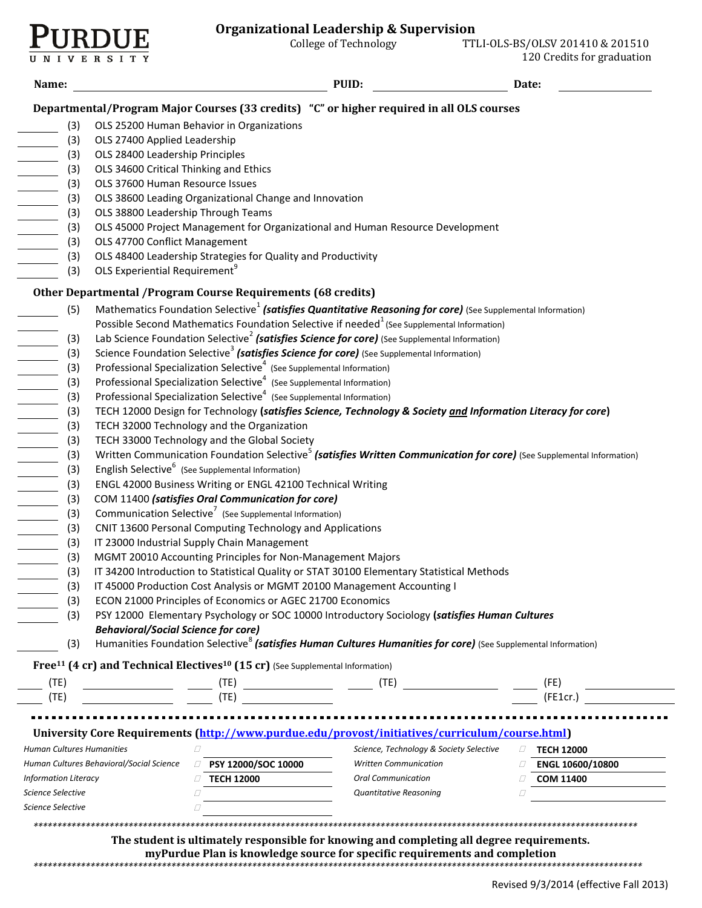# PURDUE UNIVERSITY

## Organizational Leadership & Supervision

College of Technology

TTLI-OLS-BS/OLSV 201410 & 201510

120 Credits for graduation

**Name:** ______________________ **PUID:** ______________ **Date:** __________

### Departmental/Program Major Courses (33 credits) "C" or higher required in all OLS courses

- ______ (3) OLS 25200 Human Behavior in Organizations
- ______ (3) OLS 27400 Applied Leadership
- ______ (3) OLS 28400 Leadership Principles
- ______ (3) OLS 34600 Critical Thinking and Ethics
- ______ (3) OLS 37600 Human Resource Issues
- ______ (3) OLS 38600 Leading Organizational Change and Innovation
- ______ (3) OLS 38800 Leadership Through Teams
- ______ (3) OLS 45000 Project Management for Organizational and Human Resource Development
- ______ (3) OLS 47700 Conflict Management
- ______ (3) OLS 48400 Leadership Strategies for Quality and Productivity
- ______ (3) OLS Experiential Requirement[9]

### Other Departmental /Program Course Requirements (68 credits)

- ______ (5) Mathematics Foundation Selective[1] ***(satisfies Quantitative Reasoning for core)*** (See Supplemental Information)
- ______ Possible Second Mathematics Foundation Selective if needed[1] (See Supplemental Information)
- ______ (3) Lab Science Foundation Selective[2] ***(satisfies Science for core)*** (See Supplemental Information)
- ______ (3) Science Foundation Selective[3] ***(satisfies Science for core)*** (See Supplemental Information)
- ______ (3) Professional Specialization Selective[4] (See Supplemental Information)
- ______ (3) Professional Specialization Selective[4] (See Supplemental Information)
- ______ (3) Professional Specialization Selective[4] (See Supplemental Information)
- ______ (3) TECH 12000 Design for Technology **(*satisfies Science, Technology & Society and Information Literacy for core*)**
- ______ (3) TECH 32000 Technology and the Organization
- ______ (3) TECH 33000 Technology and the Global Society
- ______ (3) Written Communication Foundation Selective[5] ***(satisfies Written Communication for core)*** (See Supplemental Information)
- ______ (3) English Selective[6] (See Supplemental Information)
- ______ (3) ENGL 42000 Business Writing or ENGL 42100 Technical Writing
- ______ (3) COM 11400 ***(satisfies Oral Communication for core)***
- ______ (3) Communication Selective[7] (See Supplemental Information)
- ______ (3) CNIT 13600 Personal Computing Technology and Applications
- ______ (3) IT 23000 Industrial Supply Chain Management
- ______ (3) MGMT 20010 Accounting Principles for Non-Management Majors
- ______ (3) IT 34200 Introduction to Statistical Quality or STAT 30100 Elementary Statistical Methods
- ______ (3) IT 45000 Production Cost Analysis or MGMT 20100 Management Accounting I
- ______ (3) ECON 21000 Principles of Economics or AGEC 21700 Economics
- ______ (3) PSY 12000 Elementary Psychology or SOC 10000 Introductory Sociology **(*satisfies Human Cultures Behavioral/Social Science for core*)**
- ______ (3) Humanities Foundation Selective[8] ***(satisfies Human Cultures Humanities for core)*** (See Supplemental Information)

### Free[11] (4 cr) and Technical Electives[10] (15 cr) (See Supplemental Information)

| | | | |
|---|---|---|---|
| ____ (TE) ________ | ____ (TE) ________ | ____ (TE) ________ | ____ (FE) ________ |
| ____ (TE) ________ | ____ (TE) ________ | | ____ (FE1cr.) ________ |

### University Core Requirements (http://www.purdue.edu/provost/initiatives/curriculum/course.html)

| | | | |
|---|---|---|---|
| *Human Cultures Humanities* | | *Science, Technology & Society Selective* | **TECH 12000** |
| *Human Cultures Behavioral/Social Science* | **PSY 12000/SOC 10000** | *Written Communication* | **ENGL 10600/10800** |
| *Information Literacy* | **TECH 12000** | *Oral Communication* | **COM 11400** |
| *Science Selective* | | *Quantitative Reasoning* | |
| *Science Selective* | | | |

**The student is ultimately responsible for knowing and completing all degree requirements.**
**myPurdue Plan is knowledge source for specific requirements and completion**

Revised 9/3/2014 (effective Fall 2013)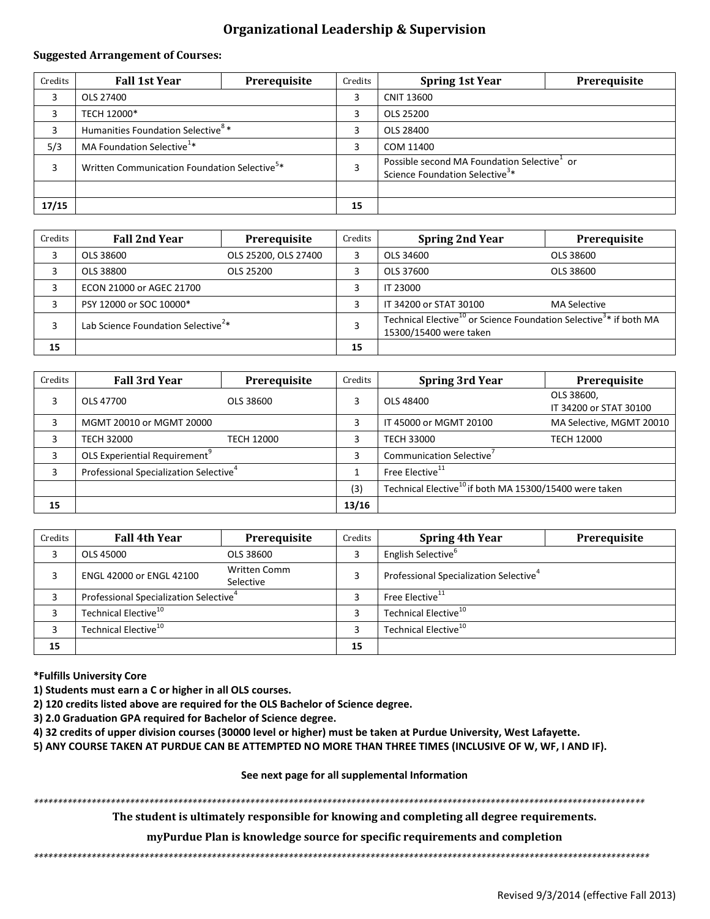# Organizational Leadership & Supervision

**Suggested Arrangement of Courses:**

| Credits | Fall 1st Year | Prerequisite | Credits | Spring 1st Year | Prerequisite |
|---|---|---|---|---|---|
| 3 | OLS 27400 | | 3 | CNIT 13600 | |
| 3 | TECH 12000* | | 3 | OLS 25200 | |
| 3 | Humanities Foundation Selective[8] * | | 3 | OLS 28400 | |
| 5/3 | MA Foundation Selective[1]* | | 3 | COM 11400 | |
| 3 | Written Communication Foundation Selective[5]* | | 3 | Possible second MA Foundation Selective[1] or Science Foundation Selective[3]* | |
| | | | | | |
| **17/15** | | | **15** | | |

| Credits | Fall 2nd Year | Prerequisite | Credits | Spring 2nd Year | Prerequisite |
|---|---|---|---|---|---|
| 3 | OLS 38600 | OLS 25200, OLS 27400 | 3 | OLS 34600 | OLS 38600 |
| 3 | OLS 38800 | OLS 25200 | 3 | OLS 37600 | OLS 38600 |
| 3 | ECON 21000 or AGEC 21700 | | 3 | IT 23000 | |
| 3 | PSY 12000 or SOC 10000* | | 3 | IT 34200 or STAT 30100 | MA Selective |
| 3 | Lab Science Foundation Selective[2]* | | 3 | Technical Elective[10] or Science Foundation Selective[3]* if both MA 15300/15400 were taken | |
| **15** | | | **15** | | |

| Credits | Fall 3rd Year | Prerequisite | Credits | Spring 3rd Year | Prerequisite |
|---|---|---|---|---|---|
| 3 | OLS 47700 | OLS 38600 | 3 | OLS 48400 | OLS 38600, IT 34200 or STAT 30100 |
| 3 | MGMT 20010 or MGMT 20000 | | 3 | IT 45000 or MGMT 20100 | MA Selective, MGMT 20010 |
| 3 | TECH 32000 | TECH 12000 | 3 | TECH 33000 | TECH 12000 |
| 3 | OLS Experiential Requirement[9] | | 3 | Communication Selective[7] | |
| 3 | Professional Specialization Selective[4] | | 1 | Free Elective[11] | |
| | | | (3) | Technical Elective[10] if both MA 15300/15400 were taken | |
| **15** | | | **13/16** | | |

| Credits | Fall 4th Year | Prerequisite | Credits | Spring 4th Year | Prerequisite |
|---|---|---|---|---|---|
| 3 | OLS 45000 | OLS 38600 | 3 | English Selective[6] | |
| 3 | ENGL 42000 or ENGL 42100 | Written Comm Selective | 3 | Professional Specialization Selective[4] | |
| 3 | Professional Specialization Selective[4] | | 3 | Free Elective[11] | |
| 3 | Technical Elective[10] | | 3 | Technical Elective[10] | |
| 3 | Technical Elective[10] | | 3 | Technical Elective[10] | |
| **15** | | | **15** | | |

**\*Fulfills University Core**

**1) Students must earn a C or higher in all OLS courses.**

**2) 120 credits listed above are required for the OLS Bachelor of Science degree.**

**3) 2.0 Graduation GPA required for Bachelor of Science degree.**

**4) 32 credits of upper division courses (30000 level or higher) must be taken at Purdue University, West Lafayette.**

**5) ANY COURSE TAKEN AT PURDUE CAN BE ATTEMPTED NO MORE THAN THREE TIMES (INCLUSIVE OF W, WF, I AND IF).**

**See next page for all supplemental Information**

**The student is ultimately responsible for knowing and completing all degree requirements.**

**myPurdue Plan is knowledge source for specific requirements and completion**

Revised 9/3/2014 (effective Fall 2013)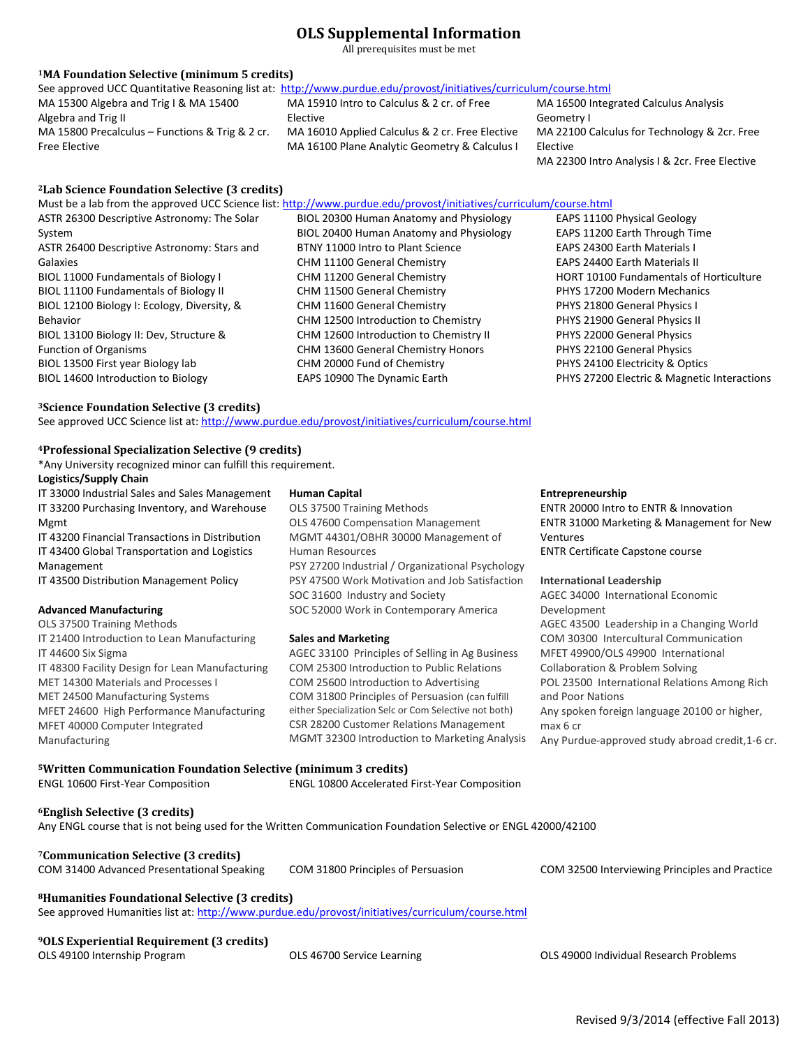# OLS Supplemental Information

All prerequisites must be met

### [1]MA Foundation Selective (minimum 5 credits)

See approved UCC Quantitative Reasoning list at: http://www.purdue.edu/provost/initiatives/curriculum/course.html

- MA 15300 Algebra and Trig I & MA 15400 Algebra and Trig II
- MA 15800 Precalculus – Functions & Trig & 2 cr. Free Elective
- MA 15910 Intro to Calculus & 2 cr. of Free Elective
- MA 16010 Applied Calculus & 2 cr. Free Elective
- MA 16100 Plane Analytic Geometry & Calculus I
- MA 16500 Integrated Calculus Analysis Geometry I
- MA 22100 Calculus for Technology & 2cr. Free Elective
- MA 22300 Intro Analysis I & 2cr. Free Elective

### [2]Lab Science Foundation Selective (3 credits)

Must be a lab from the approved UCC Science list: http://www.purdue.edu/provost/initiatives/curriculum/course.html

- ASTR 26300 Descriptive Astronomy: The Solar System
- ASTR 26400 Descriptive Astronomy: Stars and Galaxies
- BIOL 11000 Fundamentals of Biology I
- BIOL 11100 Fundamentals of Biology II
- BIOL 12100 Biology I: Ecology, Diversity, & Behavior
- BIOL 13100 Biology II: Dev, Structure & Function of Organisms
- BIOL 13500 First year Biology lab
- BIOL 14600 Introduction to Biology
- BIOL 20300 Human Anatomy and Physiology
- BIOL 20400 Human Anatomy and Physiology
- BTNY 11000 Intro to Plant Science
- CHM 11100 General Chemistry
- CHM 11200 General Chemistry
- CHM 11500 General Chemistry
- CHM 11600 General Chemistry
- CHM 12500 Introduction to Chemistry
- CHM 12600 Introduction to Chemistry II
- CHM 13600 General Chemistry Honors
- CHM 20000 Fund of Chemistry
- EAPS 10900 The Dynamic Earth
- EAPS 11100 Physical Geology
- EAPS 11200 Earth Through Time
- EAPS 24300 Earth Materials I
- EAPS 24400 Earth Materials II
- HORT 10100 Fundamentals of Horticulture
- PHYS 17200 Modern Mechanics
- PHYS 21800 General Physics I
- PHYS 21900 General Physics II
- PHYS 22000 General Physics
- PHYS 22100 General Physics
- PHYS 24100 Electricity & Optics
- PHYS 27200 Electric & Magnetic Interactions

### [3]Science Foundation Selective (3 credits)

See approved UCC Science list at: http://www.purdue.edu/provost/initiatives/curriculum/course.html

### [4]Professional Specialization Selective (9 credits)

*Any University recognized minor can fulfill this requirement.

**Logistics/Supply Chain**

- IT 33000 Industrial Sales and Sales Management
- IT 33200 Purchasing Inventory, and Warehouse Mgmt
- IT 43200 Financial Transactions in Distribution
- IT 43400 Global Transportation and Logistics Management
- IT 43500 Distribution Management Policy

**Advanced Manufacturing**

- OLS 37500 Training Methods
- IT 21400 Introduction to Lean Manufacturing
- IT 44600 Six Sigma
- IT 48300 Facility Design for Lean Manufacturing
- MET 14300 Materials and Processes I
- MET 24500 Manufacturing Systems
- MFET 24600 High Performance Manufacturing
- MFET 40000 Computer Integrated Manufacturing

**Human Capital**

- OLS 37500 Training Methods
- OLS 47600 Compensation Management
- MGMT 44301/OBHR 30000 Management of Human Resources
- PSY 27200 Industrial / Organizational Psychology
- PSY 47500 Work Motivation and Job Satisfaction
- SOC 31600 Industry and Society
- SOC 52000 Work in Contemporary America

**Sales and Marketing**

- AGEC 33100 Principles of Selling in Ag Business
- COM 25300 Introduction to Public Relations
- COM 25600 Introduction to Advertising
- COM 31800 Principles of Persuasion (can fulfill either Specialization Selc or Com Selective not both)
- CSR 28200 Customer Relations Management
- MGMT 32300 Introduction to Marketing Analysis

**Entrepreneurship**

- ENTR 20000 Intro to ENTR & Innovation
- ENTR 31000 Marketing & Management for New Ventures
- ENTR Certificate Capstone course

**International Leadership**

- AGEC 34000 International Economic Development
- AGEC 43500 Leadership in a Changing World
- COM 30300 Intercultural Communication
- MFET 49900/OLS 49900 International Collaboration & Problem Solving
- POL 23500 International Relations Among Rich and Poor Nations
- Any spoken foreign language 20100 or higher, max 6 cr
- Any Purdue-approved study abroad credit,1-6 cr.

### [5]Written Communication Foundation Selective (minimum 3 credits)

- ENGL 10600 First-Year Composition
- ENGL 10800 Accelerated First-Year Composition

### [6]English Selective (3 credits)

Any ENGL course that is not being used for the Written Communication Foundation Selective or ENGL 42000/42100

### [7]Communication Selective (3 credits)

- COM 31400 Advanced Presentational Speaking
- COM 31800 Principles of Persuasion
- COM 32500 Interviewing Principles and Practice

### [8]Humanities Foundational Selective (3 credits)

See approved Humanities list at: http://www.purdue.edu/provost/initiatives/curriculum/course.html

### [9]OLS Experiential Requirement (3 credits)

- OLS 49100 Internship Program
- OLS 46700 Service Learning
- OLS 49000 Individual Research Problems

Revised 9/3/2014 (effective Fall 2013)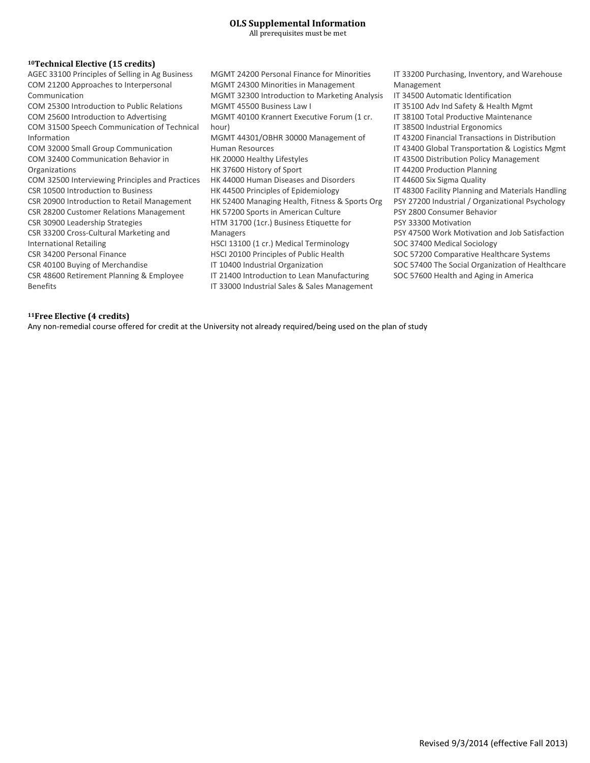# OLS Supplemental Information

All prerequisites must be met

## [10]Technical Elective (15 credits)

AGEC 33100 Principles of Selling in Ag Business
COM 21200 Approaches to Interpersonal Communication
COM 25300 Introduction to Public Relations
COM 25600 Introduction to Advertising
COM 31500 Speech Communication of Technical Information
COM 32000 Small Group Communication
COM 32400 Communication Behavior in Organizations
COM 32500 Interviewing Principles and Practices
CSR 10500 Introduction to Business
CSR 20900 Introduction to Retail Management
CSR 28200 Customer Relations Management
CSR 30900 Leadership Strategies
CSR 33200 Cross-Cultural Marketing and International Retailing
CSR 34200 Personal Finance
CSR 40100 Buying of Merchandise
CSR 48600 Retirement Planning & Employee Benefits
MGMT 24200 Personal Finance for Minorities
MGMT 24300 Minorities in Management
MGMT 32300 Introduction to Marketing Analysis
MGMT 45500 Business Law I
MGMT 40100 Krannert Executive Forum (1 cr. hour)
MGMT 44301/OBHR 30000 Management of Human Resources
HK 20000 Healthy Lifestyles
HK 37600 History of Sport
HK 44000 Human Diseases and Disorders
HK 44500 Principles of Epidemiology
HK 52400 Managing Health, Fitness & Sports Org
HK 57200 Sports in American Culture
HTM 31700 (1cr.) Business Etiquette for Managers
HSCI 13100 (1 cr.) Medical Terminology
HSCI 20100 Principles of Public Health
IT 10400 Industrial Organization
IT 21400 Introduction to Lean Manufacturing
IT 33000 Industrial Sales & Sales Management
IT 33200 Purchasing, Inventory, and Warehouse Management
IT 34500 Automatic Identification
IT 35100 Adv Ind Safety & Health Mgmt
IT 38100 Total Productive Maintenance
IT 38500 Industrial Ergonomics
IT 43200 Financial Transactions in Distribution
IT 43400 Global Transportation & Logistics Mgmt
IT 43500 Distribution Policy Management
IT 44200 Production Planning
IT 44600 Six Sigma Quality
IT 48300 Facility Planning and Materials Handling
PSY 27200 Industrial / Organizational Psychology
PSY 2800 Consumer Behavior
PSY 33300 Motivation
PSY 47500 Work Motivation and Job Satisfaction
SOC 37400 Medical Sociology
SOC 57200 Comparative Healthcare Systems
SOC 57400 The Social Organization of Healthcare
SOC 57600 Health and Aging in America

## [11]Free Elective (4 credits)

Any non-remedial course offered for credit at the University not already required/being used on the plan of study

Revised 9/3/2014 (effective Fall 2013)